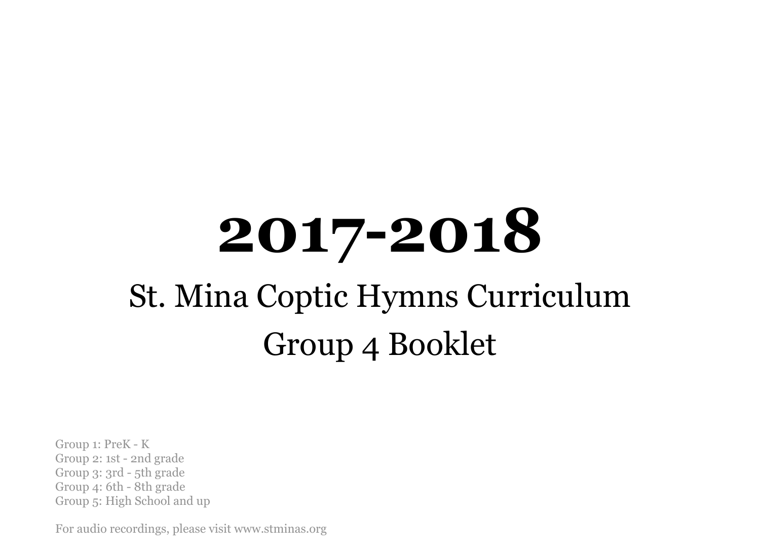# 2017-2018

## St. Mina Coptic Hymns Curriculum

## Group 4 Booklet

Group 1: PreK - K
Group 2: 1st - 2nd grade
Group 3: 3rd - 5th grade
Group 4: 6th - 8th grade
Group 5: High School and up

For audio recordings, please visit www.stminas.org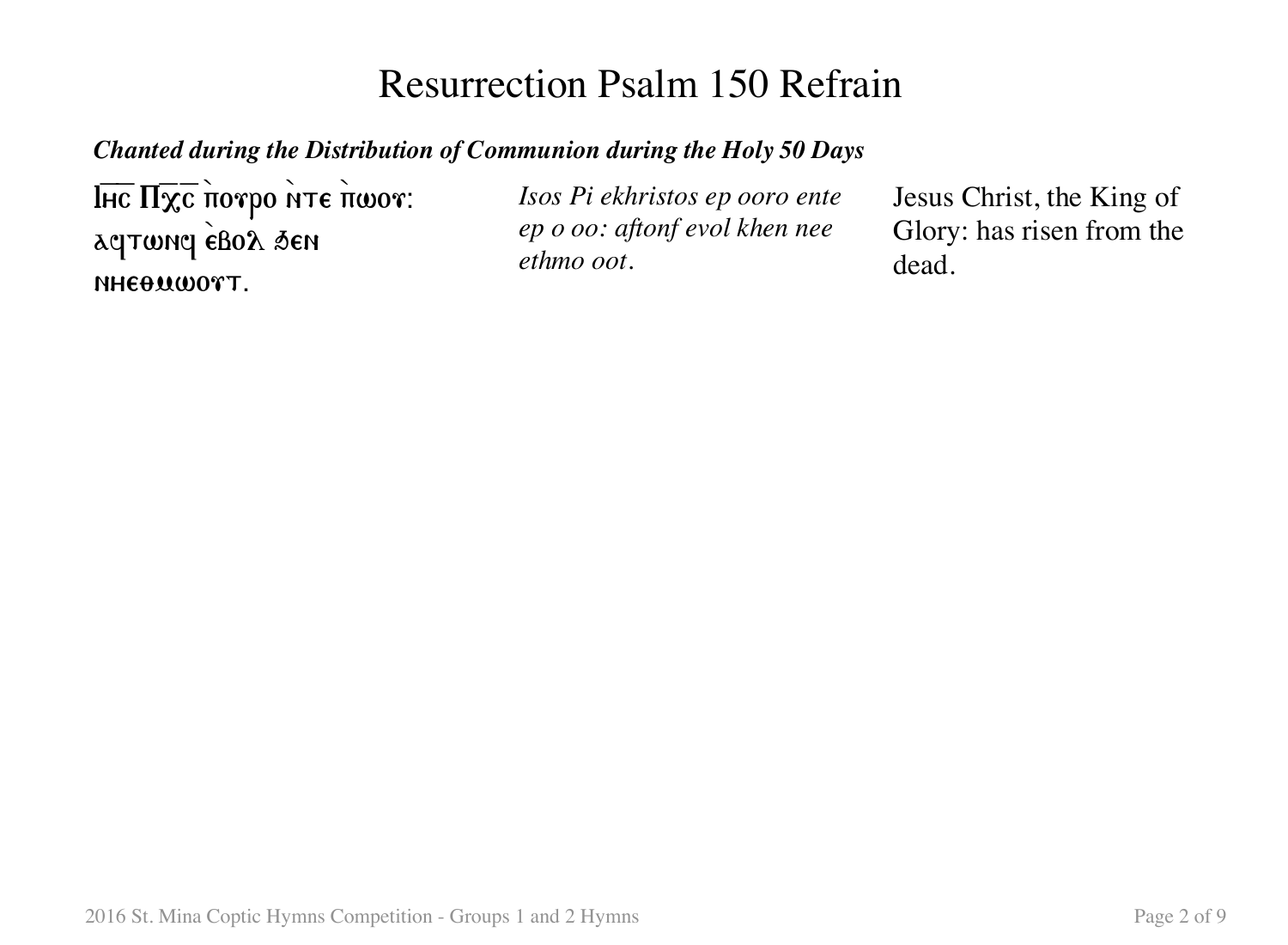# Resurrection Psalm 150 Refrain

***Chanted during the Distribution of Communion during the Holy 50 Days***

| | | |
|---|---|---|
| Ⲓⲏ̅ⲥ̅ Ⲡⲭ̅ⲥ̅ ⲡ̀ⲟⲩⲣⲟ ⲛ̀ⲧⲉ ⲡ̀ⲱⲟⲩ: ⲁϥⲧⲱⲛϥ ⲉ̀ⲃⲟⲗ ϧⲉⲛ ⲛⲏⲉⲑⲙⲱⲟⲩⲧ. | *Isos Pi ekhristos ep ooro ente ep o oo: aftonf evol khen nee ethmo oot.* | Jesus Christ, the King of Glory: has risen from the dead. |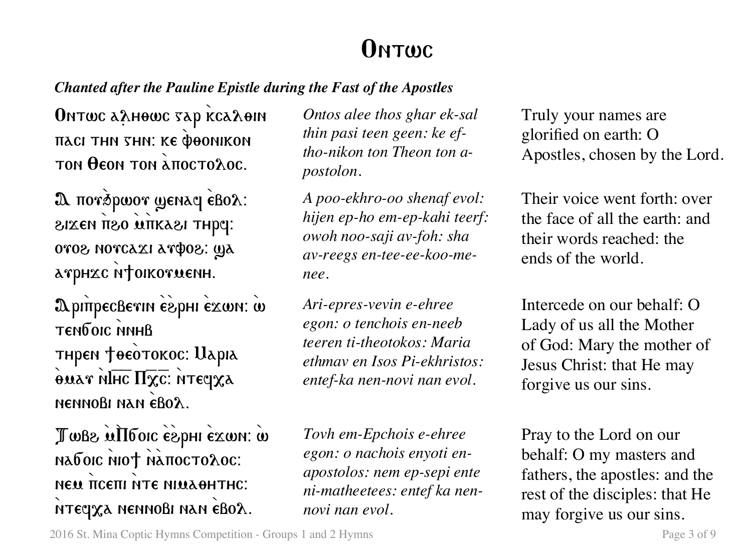# Ⲟⲛⲧⲱⲥ

***Chanted after the Pauline Epistle during the Fast of the Apostles***

| | | |
|---|---|---|
| Ⲟⲛⲧⲱⲥ ⲁ̀ⲗⲏⲑⲱⲥ ⲅⲁⲣ ⲕ̀ⲥⲁⲗⲑⲓⲛ ⲡⲁⲥⲓ ⲧⲏⲛ ⲅⲏⲛ: ⲕⲉ ⲫ̀ⲑⲟⲛⲓⲕⲟⲛ ⲧⲟⲛ Ⲑⲉⲟⲛ ⲧⲟⲛ ⲁ̀ⲡⲟⲥⲧⲟⲗⲟⲥ. | *Ontos alee thos ghar ek-sal thin pasi teen geen: ke ef-tho-nikon ton Theon ton a-postolon.* | Truly your names are glorified on earth: O Apostles, chosen by the Lord. |
| Ⲁ ⲡⲟⲩ̀ϧⲣⲱⲟⲩ ϣⲉⲛⲁϥ ⲉ̀ⲃⲟⲗ: ϩⲓϫⲉⲛ ⲡ̀ϩⲟ ⲙ̀ⲡⲕⲁϩⲓ ⲧⲏⲣϥ: ⲟⲩⲟϩ ⲛⲟⲩⲥⲁϫⲓ ⲁⲩⲫⲟϩ: ϣⲁ ⲁⲩⲣⲏϫⲥ ⲛ̀ϯⲟⲓⲕⲟⲩⲙⲉⲛⲏ. | *A poo-ekhro-oo shenaf evol: hijen ep-ho em-ep-kahi teerf: owoh noo-saji av-foh: sha av-reegs en-tee-ee-koo-me-nee.* | Their voice went forth: over the face of all the earth: and their words reached: the ends of the world. |
| Ⲁⲣⲓⲡ̀ⲣⲉⲥⲃⲉⲩⲓⲛ ⲉ̀ϩ̀ⲣⲏⲓ ⲉ̀ϫⲱⲛ: ⲱ̀ ⲧⲉⲛϭⲟⲓⲥ ⲛ̀ⲛⲏⲃ ⲧⲏⲣⲉⲛ ϯⲑⲉⲟ̀ⲧⲟⲕⲟⲥ: Ⲙⲁⲣⲓⲁ ⲑ̀ⲙⲁⲩ ⲛ̀Ⲓⲏ̅ⲥ̅ Ⲡⲭ̅ⲥ̅: ⲛ̀ⲧⲉϥⲭⲁ ⲛⲉⲛⲛⲟⲃⲓ ⲛⲁⲛ ⲉ̀ⲃⲟⲗ. | *Ari-epres-vevin e-ehree egon: o tenchois en-neeb teeren ti-theotokos: Maria ethmav en Isos Pi-ekhristos: entef-ka nen-novi nan evol.* | Intercede on our behalf: O Lady of us all the Mother of God: Mary the mother of Jesus Christ: that He may forgive us our sins. |
| Ⲧⲱⲃϩ ⲙ̀Ⲡϭⲟⲓⲥ ⲉ̀ϩ̀ⲣⲏⲓ ⲉ̀ϫⲱⲛ: ⲱ̀ ⲛⲁϭⲟⲓⲥ ⲛ̀ⲓⲟϯ ⲛ̀ⲁ̀ⲡⲟⲥⲧⲟⲗⲟⲥ: ⲛⲉⲙ ⲡ̀ⲥⲉⲡⲓ ⲛ̀ⲧⲉ ⲛⲓⲙⲁⲑⲏⲧⲏⲥ: ⲛ̀ⲧⲉϥⲭⲁ ⲛⲉⲛⲛⲟⲃⲓ ⲛⲁⲛ ⲉ̀ⲃⲟⲗ. | *Tovh em-Epchois e-ehree egon: o nachois enyoti en-apostolos: nem ep-sepi ente ni-matheetees: entef ka nen-novi nan evol.* | Pray to the Lord on our behalf: O my masters and fathers, the apostles: and the rest of the disciples: that He may forgive us our sins. |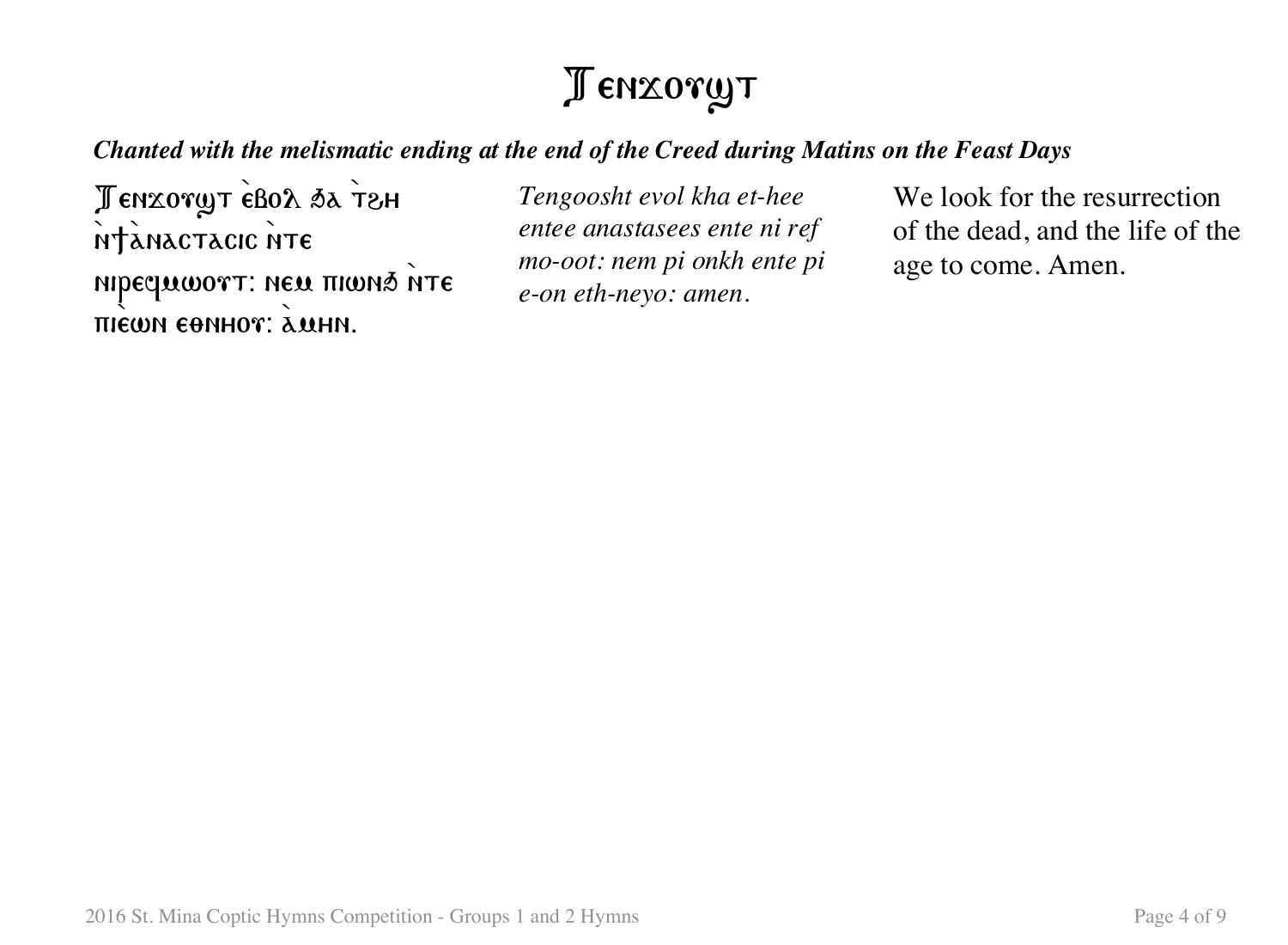# Ⲧⲉⲛϫⲟⲩϣⲧ

***Chanted with the melismatic ending at the end of the Creed during Matins on the Feast Days***

Ⲧⲉⲛϫⲟⲩϣⲧ ⲉ̀ⲃⲟⲗ ϧⲁ ⲧ̀ϩⲏ ⲛ̀ϯⲁ̀ⲛⲁⲥⲧⲁⲥⲓⲥ ⲛ̀ⲧⲉ ⲛⲓⲣⲉϥⲙⲱⲟⲩⲧ: ⲛⲉⲙ ⲡⲓⲱⲛϧ ⲛ̀ⲧⲉ ⲡⲓⲉⲱⲛ ⲉⲑⲛⲏⲟⲩ: ⲁ̀ⲙⲏⲛ.

*Tengoosht evol kha et-hee entee anastasees ente ni ref mo-oot: nem pi onkh ente pi e-on eth-neyo: amen.*

We look for the resurrection of the dead, and the life of the age to come. Amen.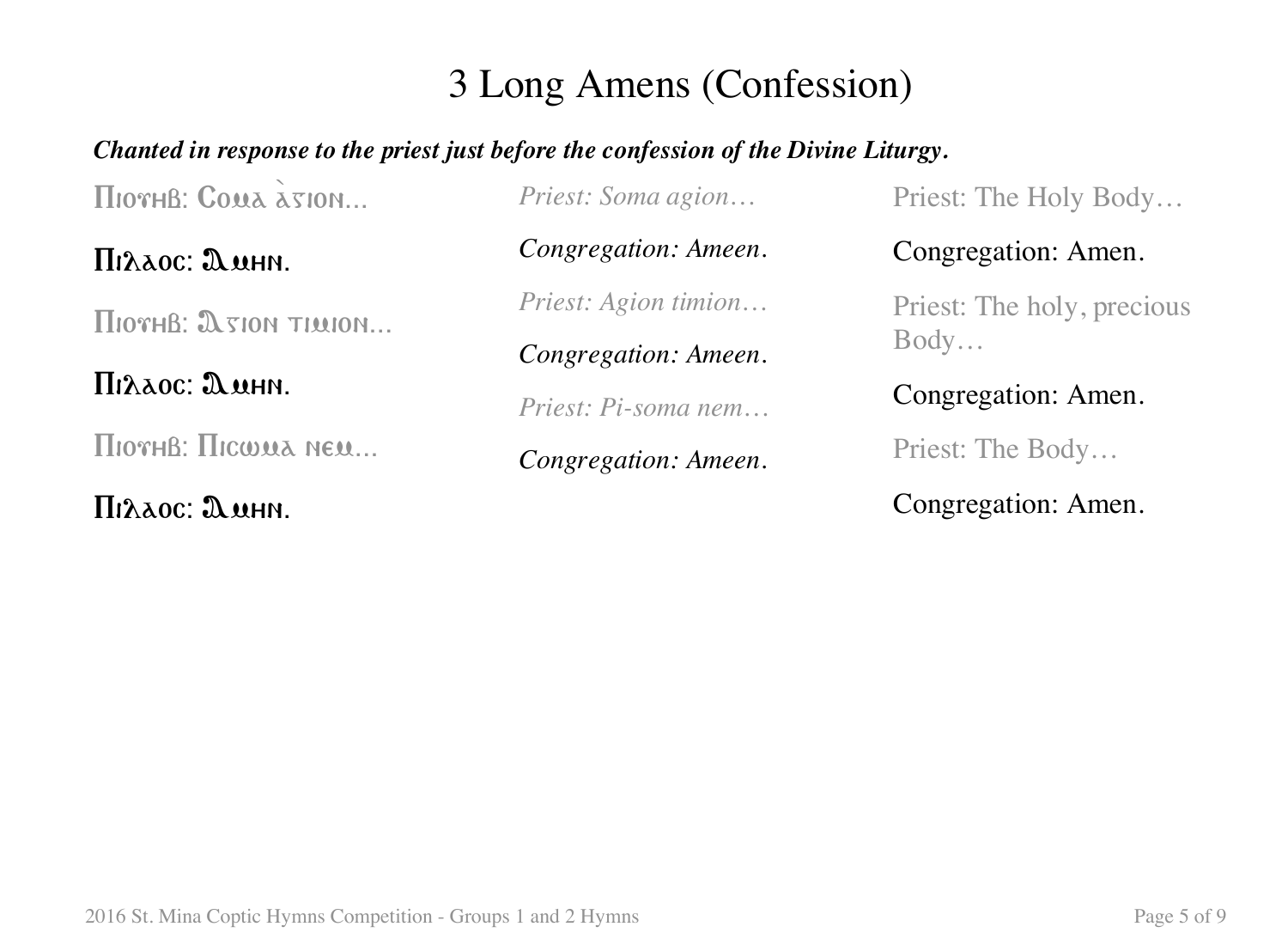# 3 Long Amens (Confession)

***Chanted in response to the priest just before the confession of the Divine Liturgy.***

| Coptic | Transliteration | English |
| --- | --- | --- |
| Πιογηβ: Cωμα ⳀⲄⲒⲞⲚ... | *Priest: Soma agion…* | Priest: The Holy Body… |
| Πιλαος: Ⲁⲙⲏⲛ. | *Congregation: Ameen.* | Congregation: Amen. |
| Πιογηβ: Ⲁⲅⲓⲟⲛ ⲧⲓⲙⲓⲟⲛ... | *Priest: Agion timion…* | Priest: The holy, precious Body… |
| Πιλαος: Ⲁⲙⲏⲛ. | *Congregation: Ameen.* | Congregation: Amen. |
| Πιογηβ: Πιcωμα ⲛⲉⲙ... | *Priest: Pi-soma nem…* | Priest: The Body… |
| Πιλαος: Ⲁⲙⲏⲛ. | *Congregation: Ameen.* | Congregation: Amen. |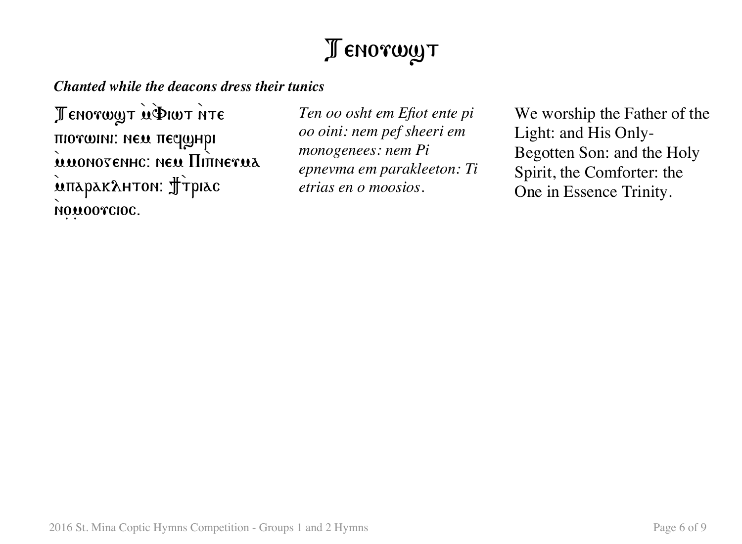# Ⲧⲉⲛⲟⲩⲱϣⲧ

***Chanted while the deacons dress their tunics***

Ⲧⲉⲛⲟⲩⲱϣⲧ ⲙ̀Ⲫⲓⲱⲧ ⲛ̀ⲧⲉ ⲡⲓⲟⲩⲱⲓⲛⲓ: ⲛⲉⲙ ⲡⲉϥϣⲏⲣⲓ ⲙ̀ⲙⲟⲛⲟⲅⲉⲛⲏⲥ: ⲛⲉⲙ Ⲡⲓⲡ̀ⲛⲉⲩⲙⲁ ⲙ̀ⲡⲁⲣⲁⲕⲗⲏⲧⲟⲛ: Ϯⲧ̀ⲣⲓⲁⲥ ⲛ̀ⲟ̇ⲙ̇ⲟⲟⲩⲥⲓⲟⲥ.

*Ten oo osht em Efiot ente pi oo oini: nem pef sheeri em monogenees: nem Pi epnevma em parakleeton: Ti etrias en o moosios.*

We worship the Father of the Light: and His Only-Begotten Son: and the Holy Spirit, the Comforter: the One in Essence Trinity.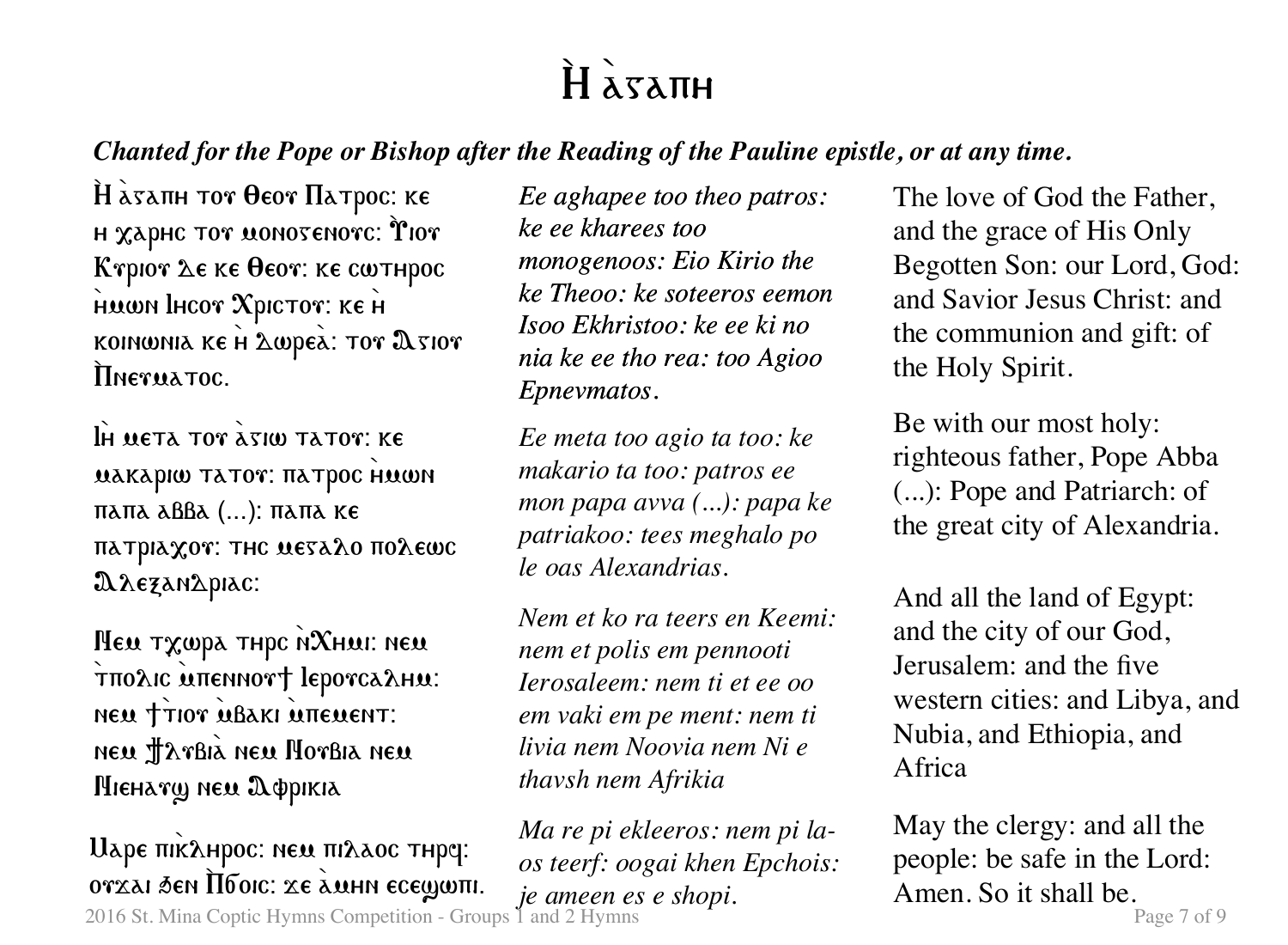# Ⲏ̀ ⲁ̀ⲅⲁⲡⲏ

***Chanted for the Pope or Bishop after the Reading of the Pauline epistle, or at any time.***

Ⲏ̀ ⲁ̀ⲅⲁⲡⲏ ⲧⲟⲩ Ⲑⲉⲟⲩ Ⲡⲁⲧⲣⲟⲥ: ⲕⲉ ⲏ ⲭⲁⲣⲏⲥ ⲧⲟⲩ ⲙⲟⲛⲟⲅⲉⲛⲟⲩⲥ: Ⲩ̀ⲓⲟⲩ Ⲕⲩⲣⲓⲟⲩ Ⲇⲉ ⲕⲉ Ⲑⲉⲟⲩ: ⲕⲉ ⲥⲱⲧⲏⲣⲟⲥ ⲏ̀ⲙⲱⲛ Ⲓⲏⲥⲟⲩ Ⲭⲣⲓⲥⲧⲟⲩ: ⲕⲉ ⲏ̀ ⲕⲟⲓⲛⲱⲛⲓⲁ ⲕⲉ ⲏ̀ ⲇⲱⲣⲉⲁ̀: ⲧⲟⲩ Ⲁ̀ⲅⲓⲟⲩ Ⲡ̀ⲛⲉⲩⲙⲁⲧⲟⲥ.

*Ee aghapee too theo patros: ke ee kharees too monogenoos: Eio Kirio the ke Theoo: ke soteeros eemon Isoo Ekhristoo: ke ee ki no nia ke ee tho rea: too Agioo Epnevmatos.*

The love of God the Father, and the grace of His Only Begotten Son: our Lord, God: and Savior Jesus Christ: and the communion and gift: of the Holy Spirit.

Ⲓ̀ⲏ ⲙⲉⲧⲁ ⲧⲟⲩ ⲁ̀ⲅⲓⲱ ⲧⲁⲧⲟⲩ: ⲕⲉ ⲙⲁⲕⲁⲣⲓⲱ ⲧⲁⲧⲟⲩ: ⲡⲁⲧⲣⲟⲥ ⲏ̀ⲙⲱⲛ ⲡⲁⲡⲁ ⲁⲃⲃⲁ (...): ⲡⲁⲡⲁ ⲕⲉ ⲡⲁⲧⲣⲓⲁⲭⲟⲩ: ⲧⲏⲥ ⲙⲉⲅⲁⲗⲟ ⲡⲟⲗⲉⲱⲥ Ⲁⲗⲉⲝⲁⲛⲇⲣⲓⲁⲥ:

*Ee meta too agio ta too: ke makario ta too: patros ee mon papa avva (...): papa ke patriakoo: tees meghalo po le oas Alexandrias.*

Be with our most holy: righteous father, Pope Abba (...): Pope and Patriarch: of the great city of Alexandria.

Ⲛⲉⲙ ⲧⲭⲱⲣⲁ ⲧⲏⲣⲥ ⲛ̀Ⲭⲏⲙⲓ: ⲛⲉⲙ ⲧ̀ⲡⲟⲗⲓⲥ ⲙ̀ⲡⲉⲛⲛⲟⲩϯ Ⲓⲉⲣⲟⲩⲥⲁⲗⲏⲙ: ⲛⲉⲙ ϯⲧ̀ⲓⲟⲩ ⲙ̀ⲃⲁⲕⲓ ⲙ̀ⲡⲉⲙⲉⲛⲧ: ⲛⲉⲙ ϯⲗⲩⲃⲓⲁ̀ ⲛⲉⲙ Ⲛⲟⲩⲃⲓⲁ ⲛⲉⲙ Ⲛⲓⲉⲑⲁⲩϣ ⲛⲉⲙ Ⲁⲫⲣⲓⲕⲓⲁ

*Nem et ko ra teers en Keemi: nem et polis em pennooti Ierosaleem: nem ti et ee oo em vaki em pe ment: nem ti livia nem Noovia nem Ni e thavsh nem Afrikia*

And all the land of Egypt: and the city of our God, Jerusalem: and the five western cities: and Libya, and Nubia, and Ethiopia, and Africa

Ⲙⲁⲣⲉ ⲡⲓⲕ̀ⲗⲏⲣⲟⲥ: ⲛⲉⲙ ⲡⲓⲗⲁⲟⲥ ⲧⲏⲣϥ: ⲟⲩϫⲁⲓ ϧⲉⲛ Ⲡ̀ϭⲟⲓⲥ: ϫⲉ ⲁ̀ⲙⲏⲛ ⲉⲥⲉϣⲱⲡⲓ.

*Ma re pi ekleeros: nem pi la-os teerf: oogai khen Epchois: je ameen es e shopi.*

May the clergy: and all the people: be safe in the Lord: Amen. So it shall be.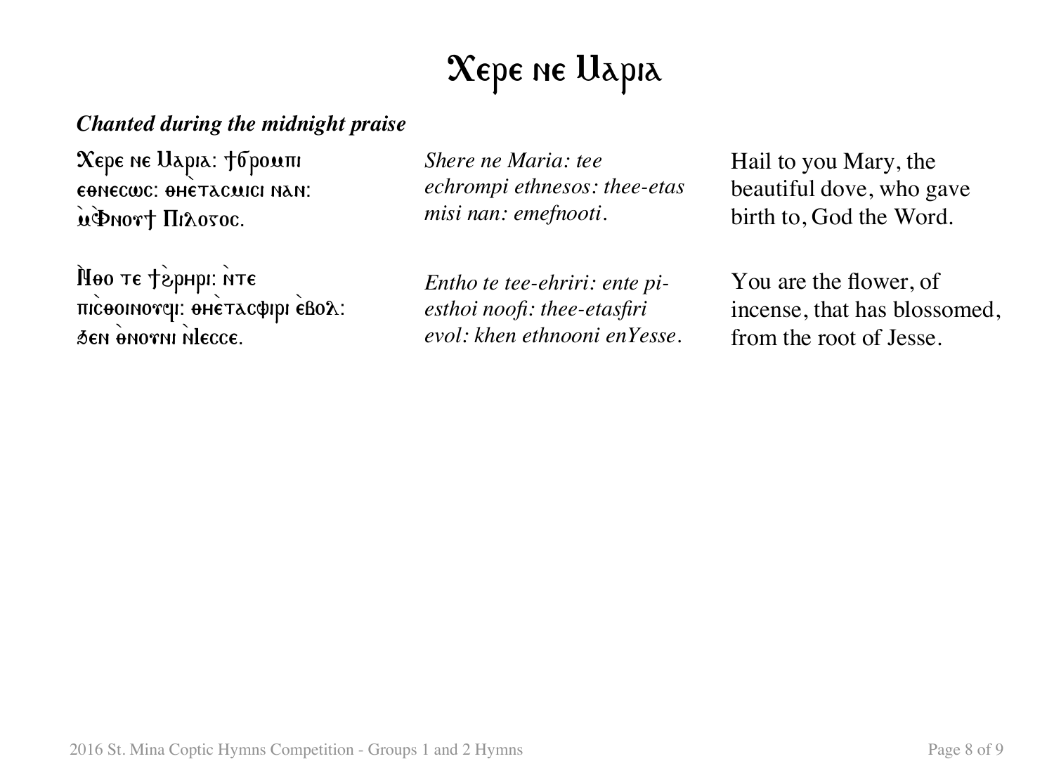# Ⲭⲉⲣⲉ ⲛⲉ Ⲙⲁⲣⲓⲁ

***Chanted during the midnight praise***

| | | |
|---|---|---|
| Ⲭⲉⲣⲉ ⲛⲉ Ⲙⲁⲣⲓⲁ: ϯϭⲣⲟⲙⲡⲓ ⲉⲑⲛⲉⲥⲱⲥ: ⲑⲏⲉ̀ⲧⲁⲥⲙⲓⲥⲓ ⲛⲁⲛ: ⲙ̀Ⲫⲛⲟⲩϯ Ⲡⲓⲗⲟⲅⲟⲥ. | *Shere ne Maria: tee echrompi ethnesos: thee-etas misi nan: emefnooti.* | Hail to you Mary, the beautiful dove, who gave birth to, God the Word. |
| Ⲛ̀ⲑⲟ ⲧⲉ ϯϩ̀ⲣⲏⲣⲓ: ⲛ̀ⲧⲉ ⲡⲓⲥ̀ⲑⲟⲓⲛⲟⲩϥⲓ: ⲑⲏⲉ̀ⲧⲁⲥⲫⲓⲣⲓ ⲉ̀ⲃⲟⲗ: ϧⲉⲛ ⲑ̀ⲛⲟⲩⲛⲓ ⲛ̀Ⲓⲉⲥⲥⲉ. | *Entho te tee-ehriri: ente pi-esthoi noofi: thee-etasfiri evol: khen ethnooni enYesse.* | You are the flower, of incense, that has blossomed, from the root of Jesse. |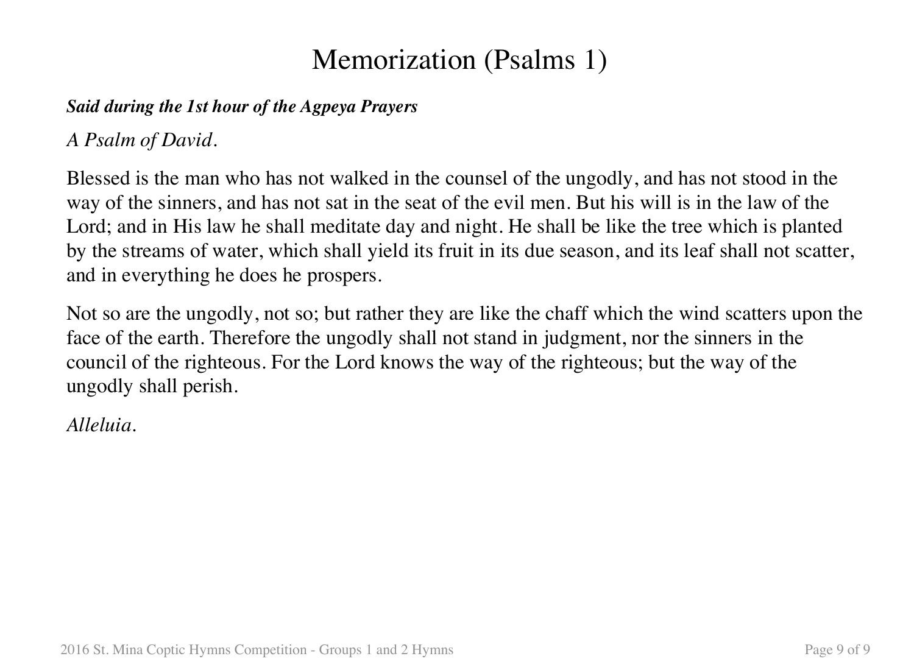# Memorization (Psalms 1)

***Said during the 1st hour of the Agpeya Prayers***

*A Psalm of David.*

Blessed is the man who has not walked in the counsel of the ungodly, and has not stood in the way of the sinners, and has not sat in the seat of the evil men. But his will is in the law of the Lord; and in His law he shall meditate day and night. He shall be like the tree which is planted by the streams of water, which shall yield its fruit in its due season, and its leaf shall not scatter, and in everything he does he prospers.

Not so are the ungodly, not so; but rather they are like the chaff which the wind scatters upon the face of the earth. Therefore the ungodly shall not stand in judgment, nor the sinners in the council of the righteous. For the Lord knows the way of the righteous; but the way of the ungodly shall perish.

*Alleluia.*